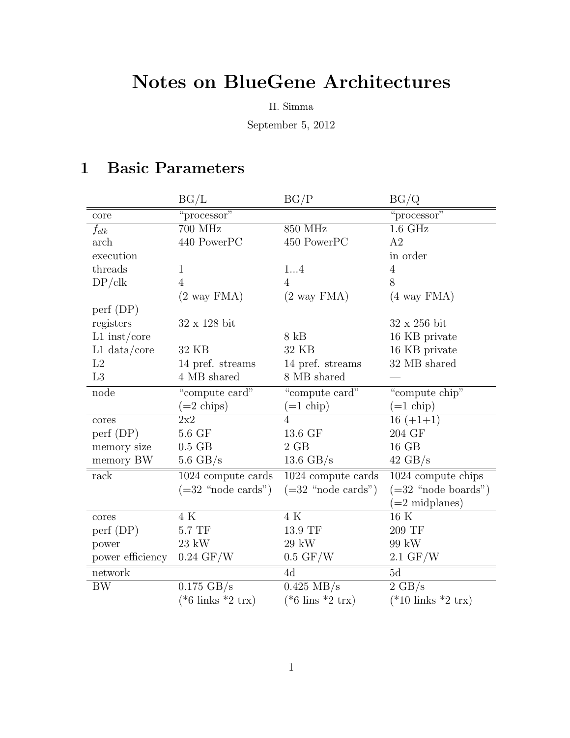# Notes on BlueGene Architectures

H. Simma

September 5, 2012

## 1 Basic Parameters

| | BG/L | BG/P | BG/Q |
|---|---|---|---|
| core | "processor" | | "processor" |
| $f_{clk}$ | 700 MHz | 850 MHz | 1.6 GHz |
| arch | 440 PowerPC | 450 PowerPC | A2 |
| execution | | | in order |
| threads | 1 | 1...4 | 4 |
| DP/clk | 4 | 4 | 8 |
| | (2 way FMA) | (2 way FMA) | (4 way FMA) |
| perf (DP) | | | |
| registers | 32 x 128 bit | | 32 x 256 bit |
| L1 inst/core | | 8 kB | 16 KB private |
| L1 data/core | 32 KB | 32 KB | 16 KB private |
| L2 | 14 pref. streams | 14 pref. streams | 32 MB shared |
| L3 | 4 MB shared | 8 MB shared | — |
| node | "compute card" | "compute card" | "compute chip" |
| | (=2 chips) | (=1 chip) | (=1 chip) |
| cores | 2x2 | 4 | 16 (+1+1) |
| perf (DP) | 5.6 GF | 13.6 GF | 204 GF |
| memory size | 0.5 GB | 2 GB | 16 GB |
| memory BW | 5.6 GB/s | 13.6 GB/s | 42 GB/s |
| rack | 1024 compute cards | 1024 compute cards | 1024 compute chips |
| | (=32 "node cards") | (=32 "node cards") | (=32 "node boards") |
| | | | (=2 midplanes) |
| cores | 4 K | 4 K | 16 K |
| perf (DP) | 5.7 TF | 13.9 TF | 209 TF |
| power | 23 kW | 29 kW | 99 kW |
| power efficiency | 0.24 GF/W | 0.5 GF/W | 2.1 GF/W |
| network | | 4d | 5d |
| BW | 0.175 GB/s | 0.425 MB/s | 2 GB/s |
| | (*6 links *2 trx) | (*6 lins *2 trx) | (*10 links *2 trx) |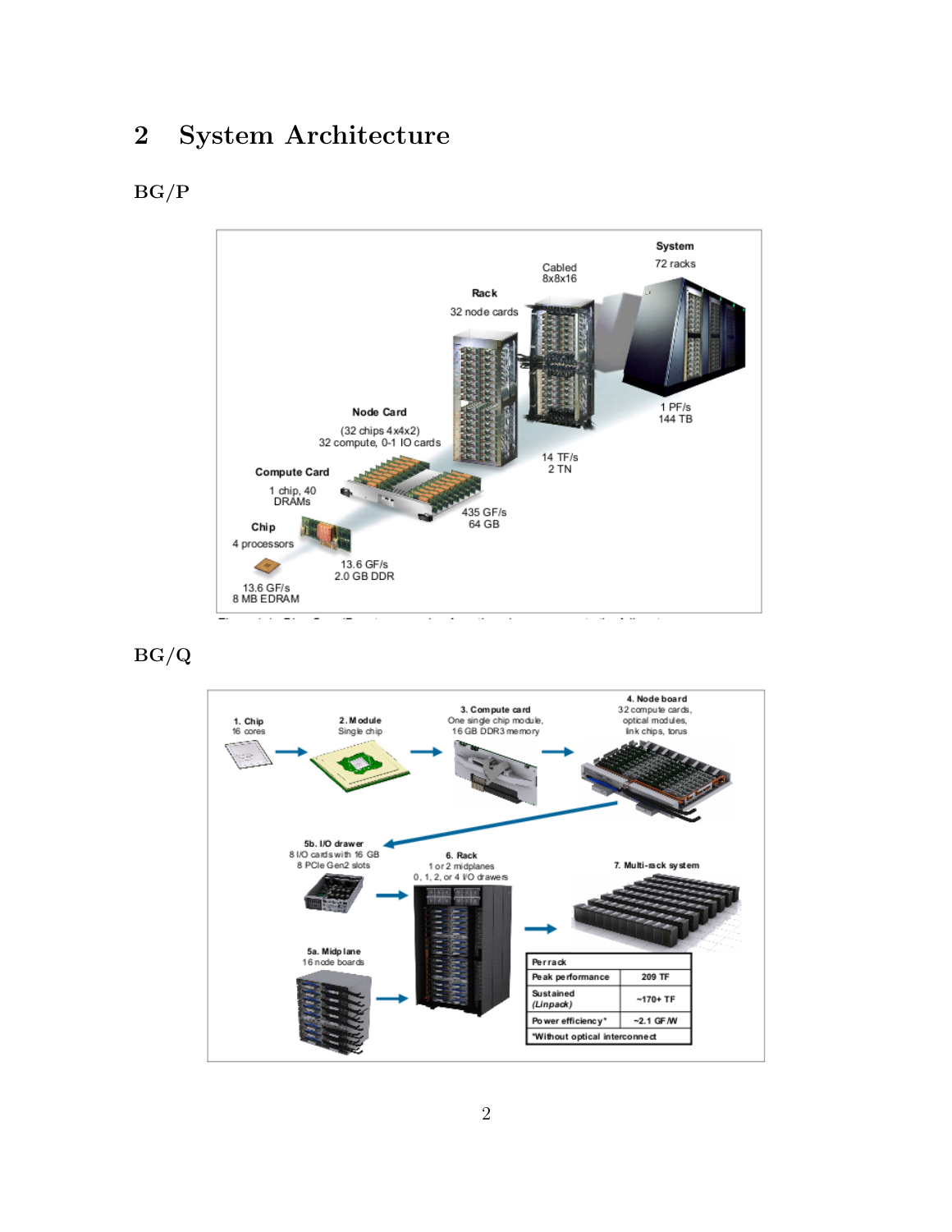## 2 System Architecture

### BG/P

### BG/Q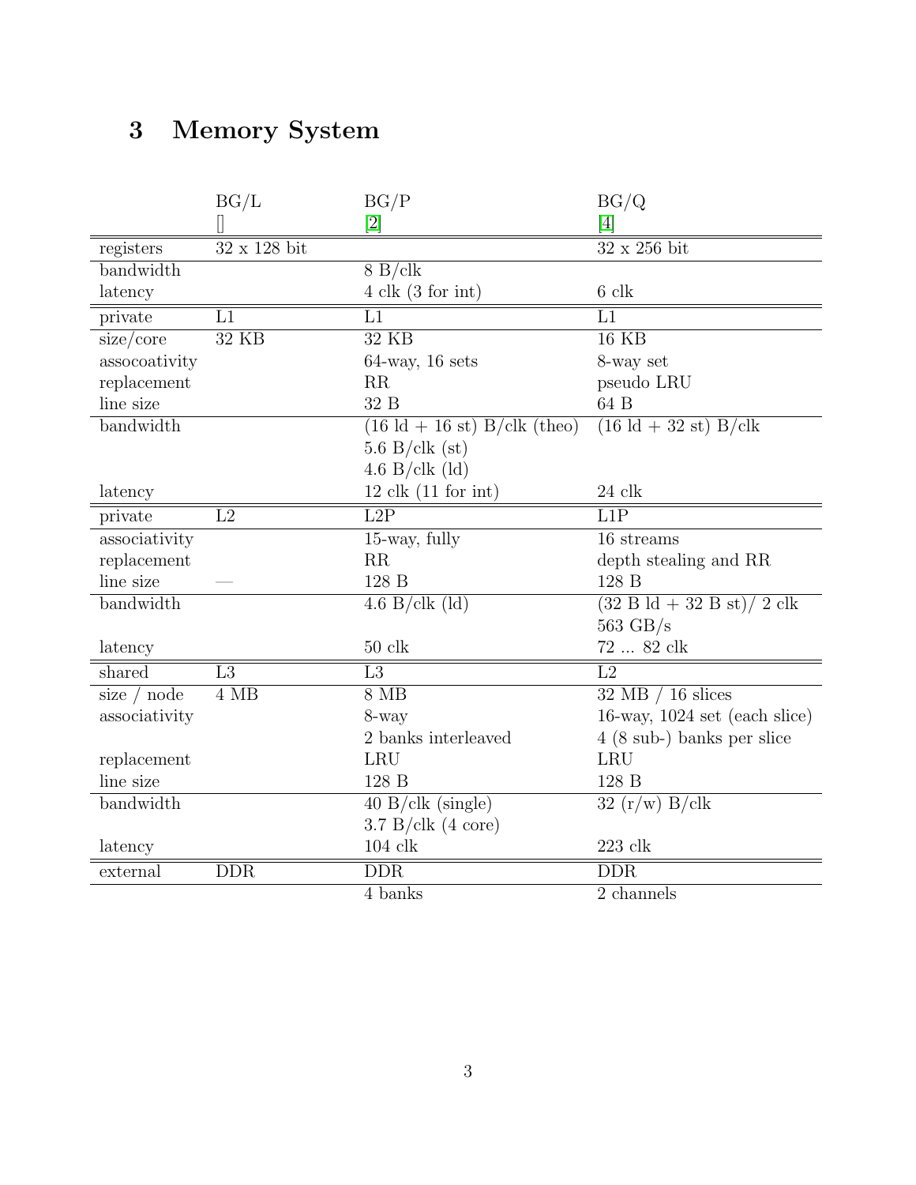# 3 Memory System

| | BG/L | BG/P | BG/Q |
|---|---|---|---|
| | [] | [2] | [4] |
| registers | 32 x 128 bit | | 32 x 256 bit |
| bandwidth | | 8 B/clk | |
| latency | | 4 clk (3 for int) | 6 clk |
| private | L1 | L1 | L1 |
| size/core | 32 KB | 32 KB | 16 KB |
| assocoativity | | 64-way, 16 sets | 8-way set |
| replacement | | RR | pseudo LRU |
| line size | | 32 B | 64 B |
| bandwidth | | (16 ld + 16 st) B/clk (theo) | (16 ld + 32 st) B/clk |
| | | 5.6 B/clk (st) | |
| | | 4.6 B/clk (ld) | |
| latency | | 12 clk (11 for int) | 24 clk |
| private | L2 | L2P | L1P |
| associativity | | 15-way, fully | 16 streams |
| replacement | | RR | depth stealing and RR |
| line size | — | 128 B | 128 B |
| bandwidth | | 4.6 B/clk (ld) | (32 B ld + 32 B st)/ 2 clk |
| | | | 563 GB/s |
| latency | | 50 clk | 72 ... 82 clk |
| shared | L3 | L3 | L2 |
| size / node | 4 MB | 8 MB | 32 MB / 16 slices |
| associativity | | 8-way | 16-way, 1024 set (each slice) |
| | | 2 banks interleaved | 4 (8 sub-) banks per slice |
| replacement | | LRU | LRU |
| line size | | 128 B | 128 B |
| bandwidth | | 40 B/clk (single) | 32 (r/w) B/clk |
| | | 3.7 B/clk (4 core) | |
| latency | | 104 clk | 223 clk |
| external | DDR | DDR | DDR |
| | | 4 banks | 2 channels |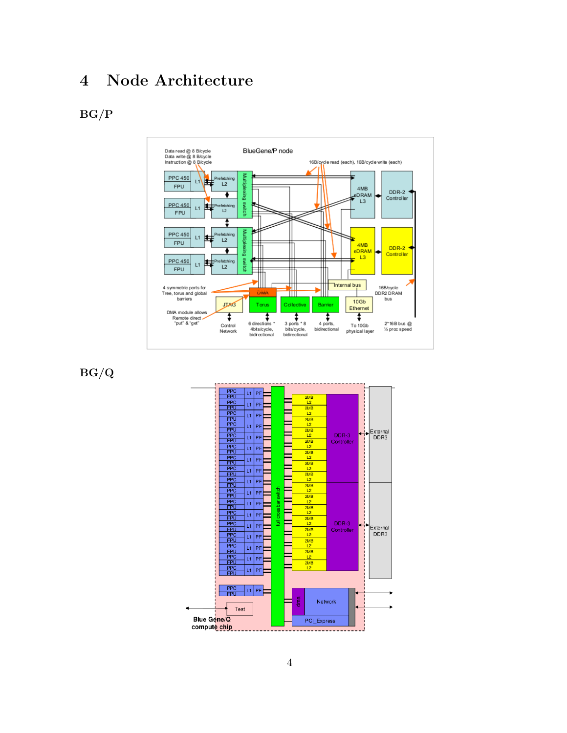# 4 Node Architecture

## BG/P

## BG/Q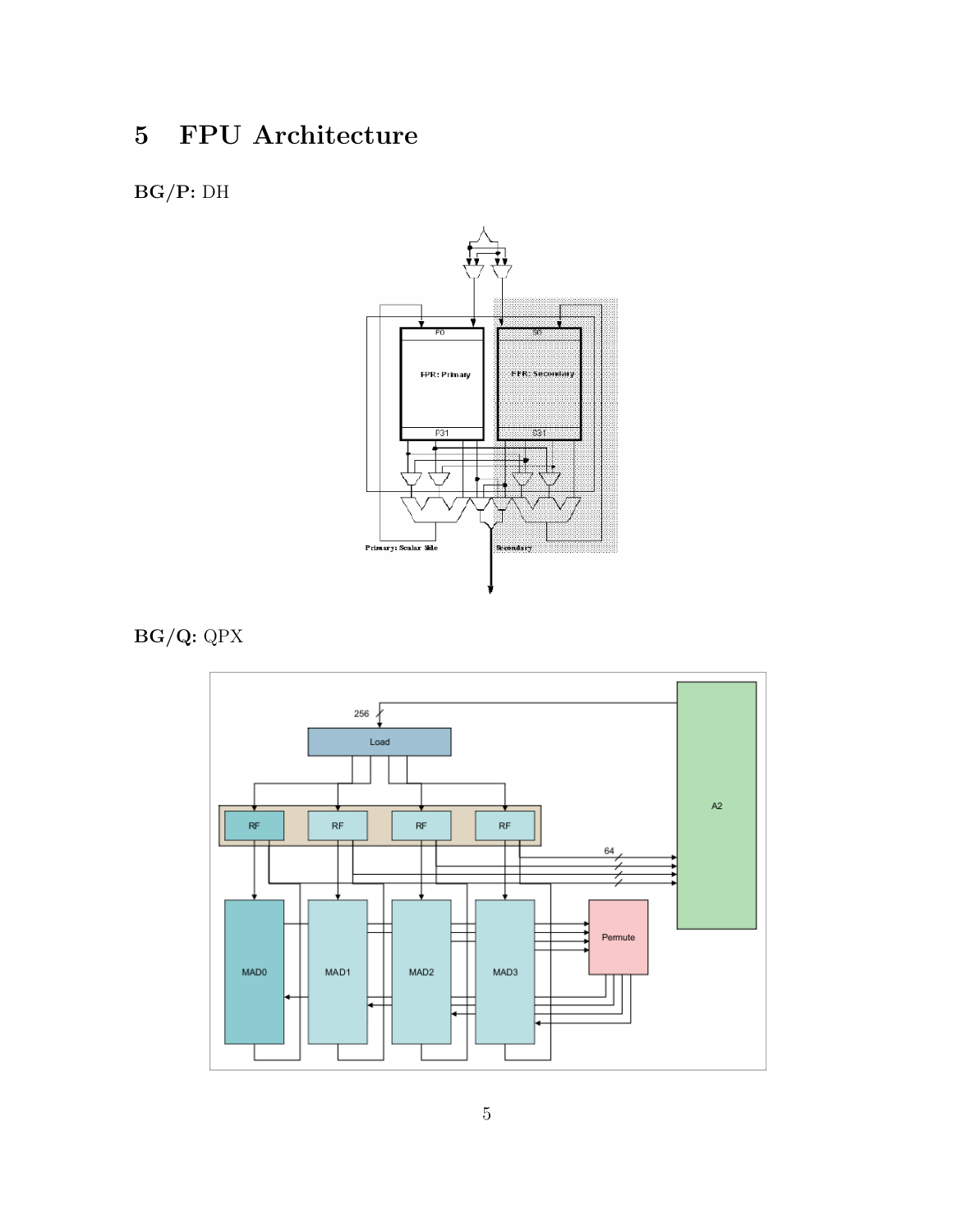## 5 FPU Architecture

**BG/P:** DH

**BG/Q:** QPX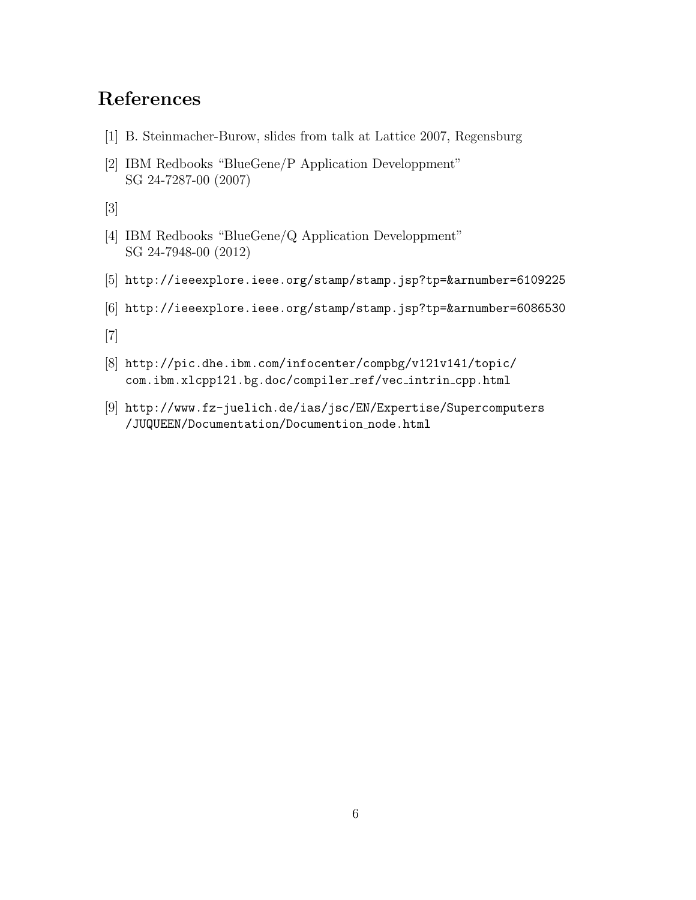# References

[1] B. Steinmacher-Burow, slides from talk at Lattice 2007, Regensburg

[2] IBM Redbooks "BlueGene/P Application Developpment" SG 24-7287-00 (2007)

[3]

[4] IBM Redbooks "BlueGene/Q Application Developpment" SG 24-7948-00 (2012)

[5] http://ieeexplore.ieee.org/stamp/stamp.jsp?tp=&arnumber=6109225

[6] http://ieeexplore.ieee.org/stamp/stamp.jsp?tp=&arnumber=6086530

[7]

[8] http://pic.dhe.ibm.com/infocenter/compbg/v121v141/topic/com.ibm.xlcpp121.bg.doc/compiler_ref/vec_intrin_cpp.html

[9] http://www.fz-juelich.de/ias/jsc/EN/Expertise/Supercomputers/JUQUEEN/Documentation/Documention_node.html